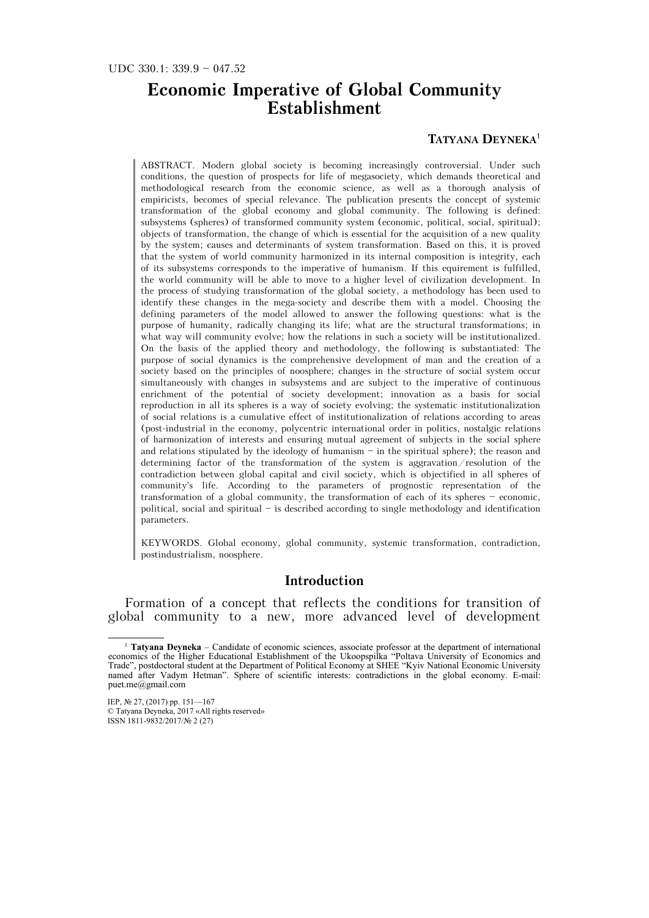UDC 330.1: 339.9 – 047.52

# Economic Imperative of Global Community Establishment

**TATYANA DEYNEKA**[1]

ABSTRACT. Modern global society is becoming increasingly controversial. Under such conditions, the question of prospects for life of megasociety, which demands theoretical and methodological research from the economic science, as well as a thorough analysis of empiricists, becomes of special relevance. The publication presents the concept of systemic transformation of the global economy and global community. The following is defined: subsystems (spheres) of transformed community system (economic, political, social, spiritual); objects of transformation, the change of which is essential for the acquisition of a new quality by the system; causes and determinants of system transformation. Based on this, it is proved that the system of world community harmonized in its internal composition is integrity, each of its subsystems corresponds to the imperative of humanism. If this equirement is fulfilled, the world community will be able to move to a higher level of civilization development. In the process of studying transformation of the global society, a methodology has been used to identify these changes in the mega-society and describe them with a model. Choosing the defining parameters of the model allowed to answer the following questions: what is the purpose of humanity, radically changing its life; what are the structural transformations; in what way will community evolve; how the relations in such a society will be institutionalized. On the basis of the applied theory and methodology, the following is substantiated: The purpose of social dynamics is the comprehensive development of man and the creation of a society based on the principles of noosphere; changes in the structure of social system occur simultaneously with changes in subsystems and are subject to the imperative of continuous enrichment of the potential of society development; innovation as a basis for social reproduction in all its spheres is a way of society evolving; the systematic institutionalization of social relations is a cumulative effect of institutionalization of relations according to areas (post-industrial in the economy, polycentric international order in politics, nostalgic relations of harmonization of interests and ensuring mutual agreement of subjects in the social sphere and relations stipulated by the ideology of humanism – in the spiritual sphere); the reason and determining factor of the transformation of the system is aggravation/resolution of the contradiction between global capital and civil society, which is objectified in all spheres of community's life. According to the parameters of prognostic representation of the transformation of a global community, the transformation of each of its spheres – economic, political, social and spiritual – is described according to single methodology and identification parameters.

KEYWORDS. Global economy, global community, systemic transformation, contradiction, postindustrialism, noosphere.

## Introduction

Formation of a concept that reflects the conditions for transition of global community to a new, more advanced level of development

[1] **Tatyana Deyneka** – Candidate of economic sciences, associate professor at the department of international economics of the Higher Educational Establishment of the Ukoopspilka "Poltava University of Economics and Trade", postdoctoral student at the Department of Political Economy at SHEE "Kyiv National Economic University named after Vadym Hetman". Sphere of scientific interests: contradictions in the global economy. E-mail: puet.me@gmail.com

IEP, № 27, (2017) pp. 151—167
© Tatyana Deyneka, 2017 «All rights reserved»
ISSN 1811-9832/2017/№ 2 (27)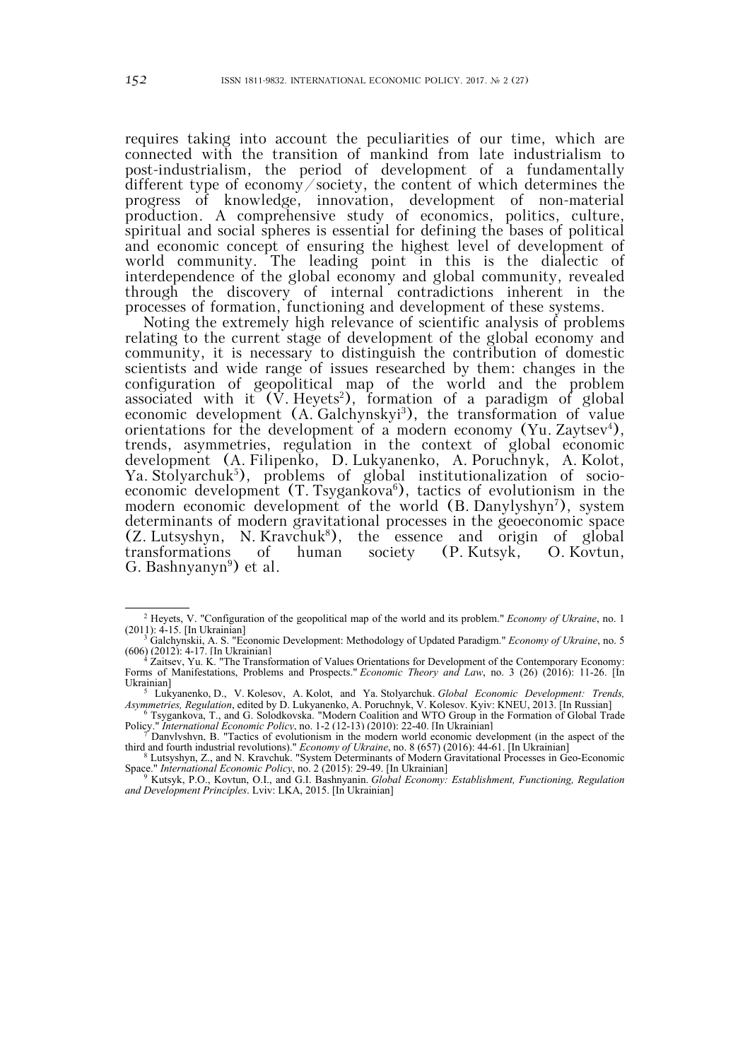requires taking into account the peculiarities of our time, which are connected with the transition of mankind from late industrialism to post-industrialism, the period of development of a fundamentally different type of economy/society, the content of which determines the progress of knowledge, innovation, development of non-material production. A comprehensive study of economics, politics, culture, spiritual and social spheres is essential for defining the bases of political and economic concept of ensuring the highest level of development of world community. The leading point in this is the dialectic of interdependence of the global economy and global community, revealed through the discovery of internal contradictions inherent in the processes of formation, functioning and development of these systems.

Noting the extremely high relevance of scientific analysis of problems relating to the current stage of development of the global economy and community, it is necessary to distinguish the contribution of domestic scientists and wide range of issues researched by them: changes in the configuration of geopolitical map of the world and the problem associated with it (V. Heyets[2]), formation of a paradigm of global economic development (A. Galchynskyi[3]), the transformation of value orientations for the development of a modern economy (Yu. Zaytsev[4]), trends, asymmetries, regulation in the context of global economic development (A. Filipenko, D. Lukyanenko, A. Poruchnyk, A. Kolot, Ya. Stolyarchuk[5]), problems of global institutionalization of socio-economic development (T. Tsygankova[6]), tactics of evolutionism in the modern economic development of the world (B. Danylyshyn[7]), system determinants of modern gravitational processes in the geoeconomic space (Z. Lutsyshyn, N. Kravchuk[8]), the essence and origin of global transformations of human society (P. Kutsyk, O. Kovtun, G. Bashnyanyn[9]) et al.

---

[2] Heyets, V. "Configuration of the geopolitical map of the world and its problem." *Economy of Ukraine*, no. 1 (2011): 4-15. [In Ukrainian]

[3] Galchynskii, A. S. "Economic Development: Methodology of Updated Paradigm." *Economy of Ukraine*, no. 5 (606) (2012): 4-17. [In Ukrainian]

[4] Zaitsev, Yu. K. "The Transformation of Values Orientations for Development of the Contemporary Economy: Forms of Manifestations, Problems and Prospects." *Economic Theory and Law*, no. 3 (26) (2016): 11-26. [In Ukrainian]

[5] Lukyanenko, D., V. Kolesov, A. Kolot, and Ya. Stolyarchuk. *Global Economic Development: Trends, Asymmetries, Regulation*, edited by D. Lukyanenko, A. Poruchnyk, V. Kolesov. Kyiv: KNEU, 2013. [In Russian]

[6] Tsygankova, T., and G. Solodkovska. "Modern Coalition and WTO Group in the Formation of Global Trade Policy." *International Economic Policy*, no. 1-2 (12-13) (2010): 22-40. [In Ukrainian]

[7] Danylyshyn, B. "Tactics of evolutionism in the modern world economic development (in the aspect of the third and fourth industrial revolutions)." *Economy of Ukraine*, no. 8 (657) (2016): 44-61. [In Ukrainian]

[8] Lutsyshyn, Z., and N. Kravchuk. "System Determinants of Modern Gravitational Processes in Geo-Economic Space." *International Economic Policy*, no. 2 (2015): 29-49. [In Ukrainian]

[9] Kutsyk, P.O., Kovtun, O.I., and G.I. Bashnyanin. *Global Economy: Establishment, Functioning, Regulation and Development Principles*. Lviv: LKA, 2015. [In Ukrainian]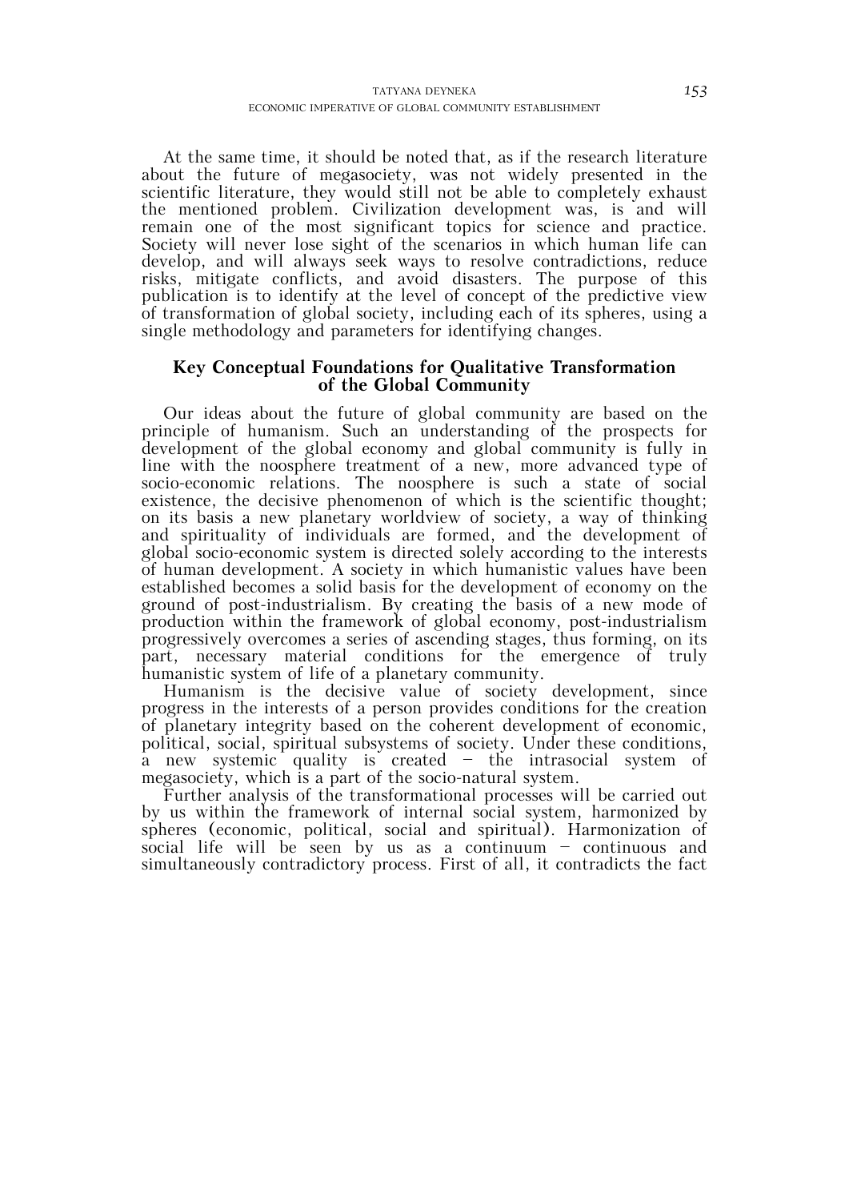At the same time, it should be noted that, as if the research literature about the future of megasociety, was not widely presented in the scientific literature, they would still not be able to completely exhaust the mentioned problem. Civilization development was, is and will remain one of the most significant topics for science and practice. Society will never lose sight of the scenarios in which human life can develop, and will always seek ways to resolve contradictions, reduce risks, mitigate conflicts, and avoid disasters. The purpose of this publication is to identify at the level of concept of the predictive view of transformation of global society, including each of its spheres, using a single methodology and parameters for identifying changes.

## Key Conceptual Foundations for Qualitative Transformation of the Global Community

Our ideas about the future of global community are based on the principle of humanism. Such an understanding of the prospects for development of the global economy and global community is fully in line with the noosphere treatment of a new, more advanced type of socio-economic relations. The noosphere is such a state of social existence, the decisive phenomenon of which is the scientific thought; on its basis a new planetary worldview of society, a way of thinking and spirituality of individuals are formed, and the development of global socio-economic system is directed solely according to the interests of human development. A society in which humanistic values have been established becomes a solid basis for the development of economy on the ground of post-industrialism. By creating the basis of a new mode of production within the framework of global economy, post-industrialism progressively overcomes a series of ascending stages, thus forming, on its part, necessary material conditions for the emergence of truly humanistic system of life of a planetary community.

Humanism is the decisive value of society development, since progress in the interests of a person provides conditions for the creation of planetary integrity based on the coherent development of economic, political, social, spiritual subsystems of society. Under these conditions, a new systemic quality is created – the intrasocial system of megasociety, which is a part of the socio-natural system.

Further analysis of the transformational processes will be carried out by us within the framework of internal social system, harmonized by spheres (economic, political, social and spiritual). Harmonization of social life will be seen by us as a continuum – continuous and simultaneously contradictory process. First of all, it contradicts the fact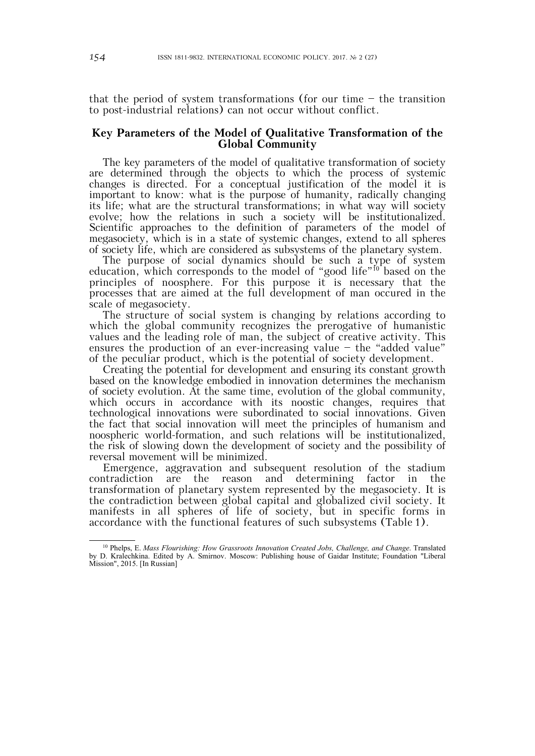that the period of system transformations (for our time – the transition to post-industrial relations) can not occur without conflict.

## Key Parameters of the Model of Qualitative Transformation of the Global Community

The key parameters of the model of qualitative transformation of society are determined through the objects to which the process of systemic changes is directed. For a conceptual justification of the model it is important to know: what is the purpose of humanity, radically changing its life; what are the structural transformations; in what way will society evolve; how the relations in such a society will be institutionalized. Scientific approaches to the definition of parameters of the model of megasociety, which is in a state of systemic changes, extend to all spheres of society life, which are considered as subsystems of the planetary system.

The purpose of social dynamics should be such a type of system education, which corresponds to the model of "good life"[10] based on the principles of noosphere. For this purpose it is necessary that the processes that are aimed at the full development of man occured in the scale of megasociety.

The structure of social system is changing by relations according to which the global community recognizes the prerogative of humanistic values and the leading role of man, the subject of creative activity. This ensures the production of an ever-increasing value – the "added value" of the peculiar product, which is the potential of society development.

Creating the potential for development and ensuring its constant growth based on the knowledge embodied in innovation determines the mechanism of society evolution. At the same time, evolution of the global community, which occurs in accordance with its noostic changes, requires that technological innovations were subordinated to social innovations. Given the fact that social innovation will meet the principles of humanism and noospheric world-formation, and such relations will be institutionalized, the risk of slowing down the development of society and the possibility of reversal movement will be minimized.

Emergence, aggravation and subsequent resolution of the stadium contradiction are the reason and determining factor in the transformation of planetary system represented by the megasociety. It is the contradiction between global capital and globalized civil society. It manifests in all spheres of life of society, but in specific forms in accordance with the functional features of such subsystems (Table 1).

---

[10] Phelps, E. *Mass Flourishing: How Grassroots Innovation Created Jobs, Challenge, and Change*. Translated by D. Kralechkina. Edited by A. Smirnov. Moscow: Publishing house of Gaidar Institute; Foundation "Liberal Mission", 2015. [In Russian]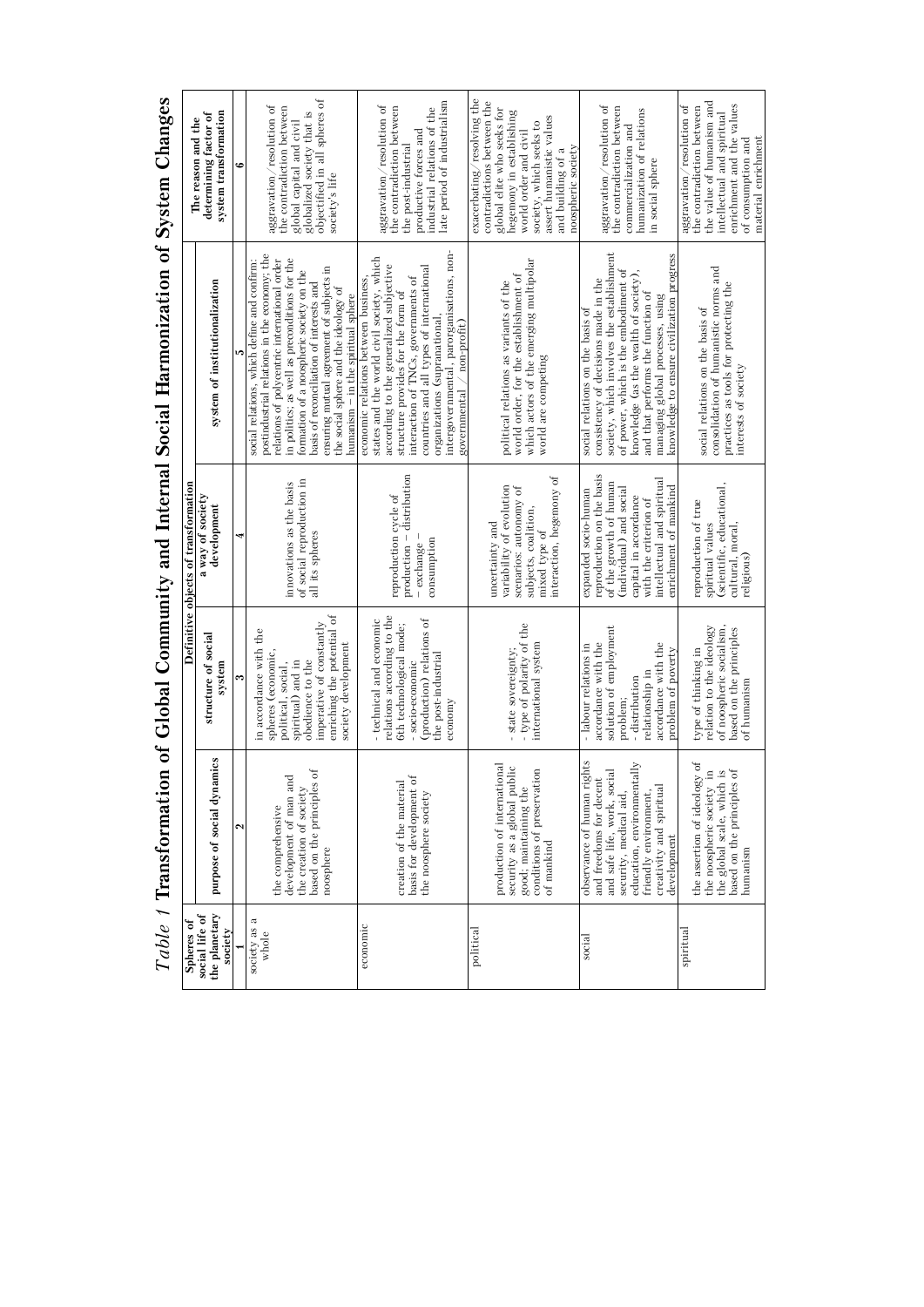*Table 1* **Transformation of Global Community and Internal Social Harmonization of System Changes**

| Spheres of social life of the planetary society | purpose of social dynamics | Definitive objects of transformation | | | The reason and the determining factor of system transformation |
|---|---|---|---|---|---|
| | | structure of social system | a way of society development | system of institutionalization | |
| 1 | 2 | 3 | 4 | 5 | 6 |
| society as a whole | the comprehensive development of man and the creation of society based on the principles of noosphere | in accordance with the spheres (economic, political, social, spiritual) and in obedience to the imperative of constantly enriching the potential of society development | innovations as the basis of social reproduction in all its spheres | social relations, which define and confirm: postindustrial relations in the economy; the relations of polycentric international order in politics; as well as preconditions for the formation of a noospheric society on the basis of reconciliation of interests and ensuring mutual agreement of subjects in the social sphere and the ideology of humanism – in the spiritual sphere | aggravation / resolution of the contradiction between global capital and civil globalized society that is objectified in all spheres of society's life |
| economic | creation of the material basis for development of the noosphere society | - technical and economic relations according to the 6th technological mode;<br>- socio-economic (production) relations of the post-industrial economy | reproduction cycle of production – distribution – exchange – consumption | economic relations between business, states and the world civil society, which according to the generalized subjective structure provides for the form of interaction of TNCs, governments of countries and all types of international organizations (supranational, intergovernmental, parorganisations, non-governmental / non-profit) | aggravation / resolution of the contradiction between the post-industrial productive forces and industrial relations of the late period of industrialism |
| political | production of international security as a global public good; maintaining the conditions of preservation of mankind | - state sovereignty;<br>- type of polarity of the international system | uncertainty and variability of evolution scenarios: autonomy of subjects, coalition, mixed type of interaction, hegemony of | political relations as variants of the world order, for the establishment of which actors of the emerging multipolar world are competing | exacerbating / resolving the contradictions between the global elite who seeks for hegemony in establishing world order and civil society, which seeks to assert humanistic values and building of a noospheric society |
| social | observance of human rights and freedoms for decent and safe life, work, social security, medical aid, education, environmentally friendly environment, creativity and spiritual development | - labour relations in accordance with the solution of employment problem;<br>- distribution relationship in accordance with the problem of poverty | expanded socio-human reproduction on the basis of the growth of human (individual) and social capital in accordance with the criterion of intellectual and spiritual enrichment of mankind | social relations on the basis of consistency of decisions made in the society, which involves the establishment of power, which is the embodiment of knowledge (as the wealth of society), and that performs the function of managing global processes, using knowledge to ensure civilization progress | aggravation / resolution of the contradiction between commercialization and humanization of relations in social sphere |
| spiritual | the assertion of ideology of the noospheric society in the global scale, which is based on the principles of humanism | type of thinking in relation to the ideology of noospheric socialism, based on the principles of humanism | reproduction of true spiritual values (scientific, educational, cultural, moral, religious) | social relations on the basis of consolidation of humanistic norms and practices as tools for protecting the interests of society | aggravation / resolution of the contradiction between the value of humanism and intellectual and spiritual enrichment and the values of consumption and material enrichment |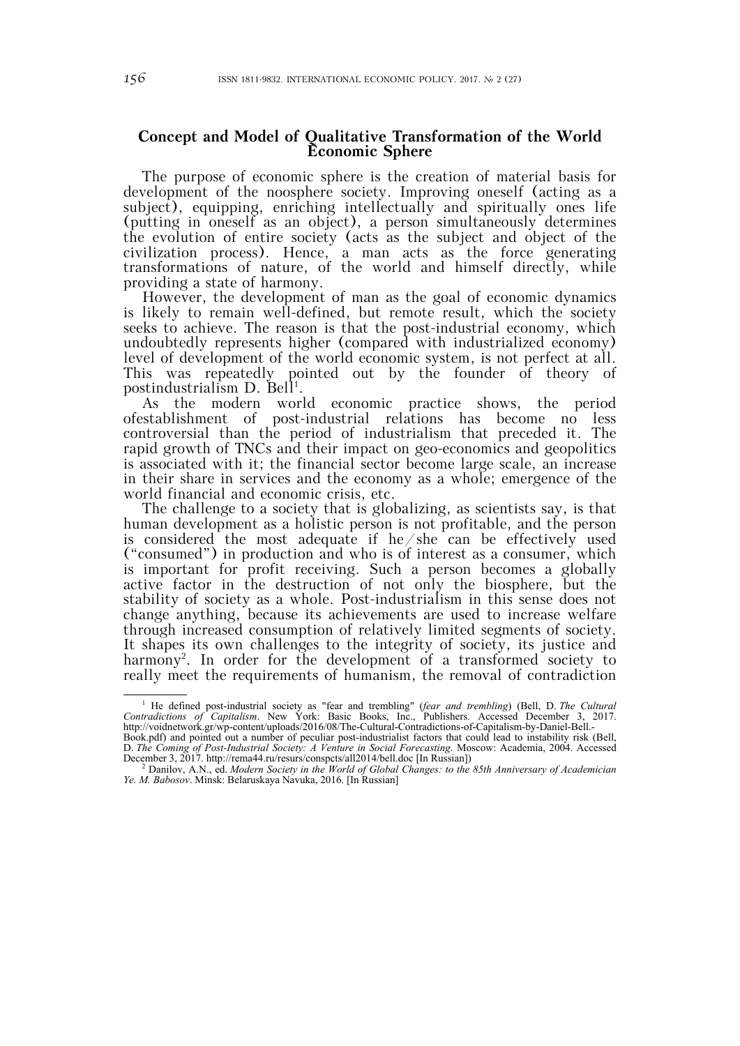## Concept and Model of Qualitative Transformation of the World Economic Sphere

The purpose of economic sphere is the creation of material basis for development of the noosphere society. Improving oneself (acting as a subject), equipping, enriching intellectually and spiritually ones life (putting in oneself as an object), a person simultaneously determines the evolution of entire society (acts as the subject and object of the civilization process). Hence, a man acts as the force generating transformations of nature, of the world and himself directly, while providing a state of harmony.

However, the development of man as the goal of economic dynamics is likely to remain well-defined, but remote result, which the society seeks to achieve. The reason is that the post-industrial economy, which undoubtedly represents higher (compared with industrialized economy) level of development of the world economic system, is not perfect at all. This was repeatedly pointed out by the founder of theory of postindustrialism D. Bell[1].

As the modern world economic practice shows, the period ofestablishment of post-industrial relations has become no less controversial than the period of industrialism that preceded it. The rapid growth of TNCs and their impact on geo-economics and geopolitics is associated with it; the financial sector become large scale, an increase in their share in services and the economy as a whole; emergence of the world financial and economic crisis, etc.

The challenge to a society that is globalizing, as scientists say, is that human development as a holistic person is not profitable, and the person is considered the most adequate if he/she can be effectively used ("consumed") in production and who is of interest as a consumer, which is important for profit receiving. Such a person becomes a globally active factor in the destruction of not only the biosphere, but the stability of society as a whole. Post-industrialism in this sense does not change anything, because its achievements are used to increase welfare through increased consumption of relatively limited segments of society. It shapes its own challenges to the integrity of society, its justice and harmony[2]. In order for the development of a transformed society to really meet the requirements of humanism, the removal of contradiction

---

[1] He defined post-industrial society as "fear and trembling" (*fear and trembling*) (Bell, D. *The Cultural Contradictions of Capitalism*. New York: Basic Books, Inc., Publishers. Accessed December 3, 2017. http://voidnetwork.gr/wp-content/uploads/2016/08/The-Cultural-Contradictions-of-Capitalism-by-Daniel-Bell.-Book.pdf) and pointed out a number of peculiar post-industrialist factors that could lead to instability risk (Bell, D. *The Coming of Post-Industrial Society: A Venture in Social Forecasting*. Moscow: Academia, 2004. Accessed December 3, 2017. http://rema44.ru/resurs/conspcts/all2014/bell.doc [In Russian])

[2] Danilov, A.N., ed. *Modern Society in the World of Global Changes: to the 85th Anniversary of Academician Ye. M. Babosov*. Minsk: Belaruskaya Navuka, 2016. [In Russian]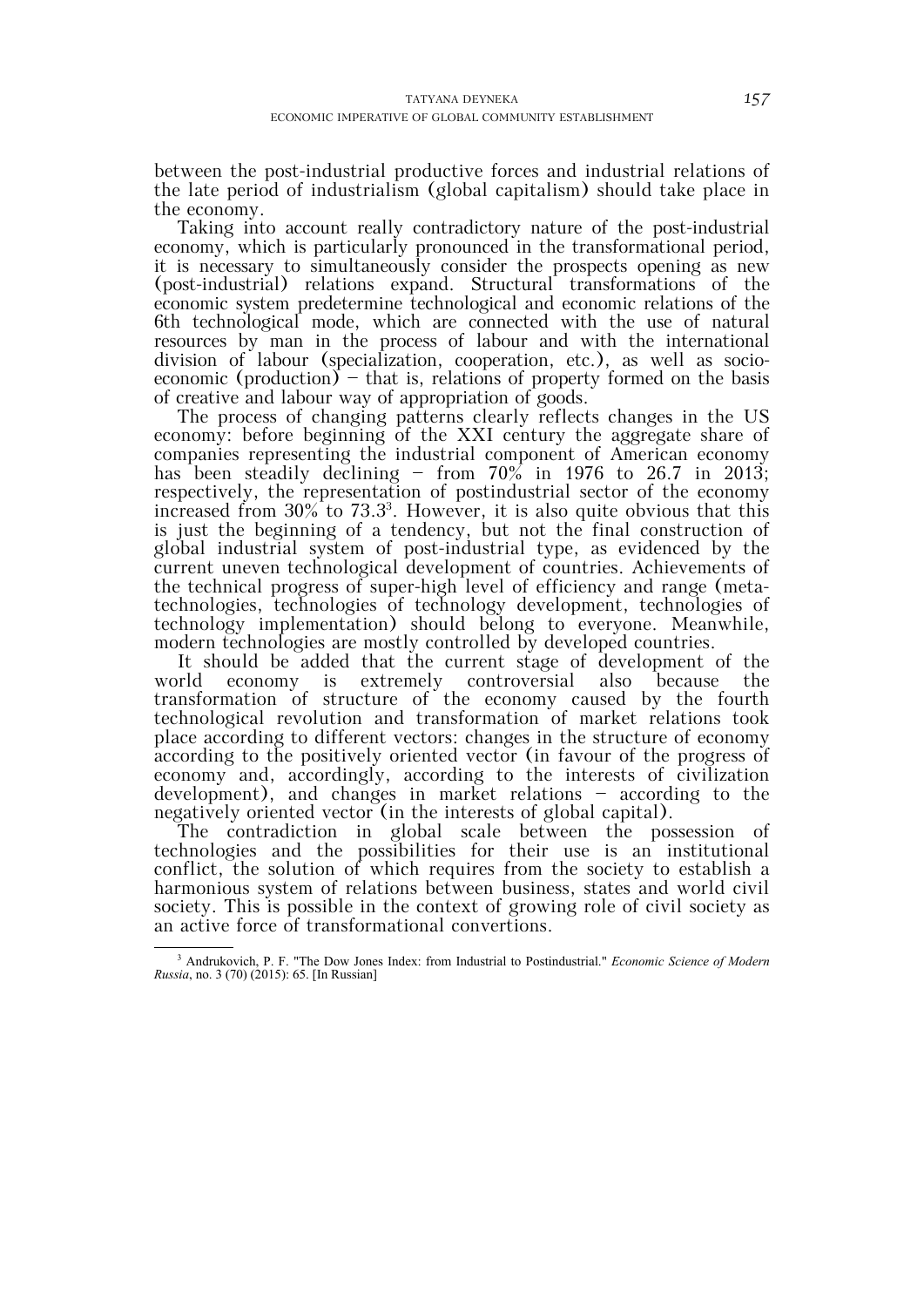between the post-industrial productive forces and industrial relations of the late period of industrialism (global capitalism) should take place in the economy.

Taking into account really contradictory nature of the post-industrial economy, which is particularly pronounced in the transformational period, it is necessary to simultaneously consider the prospects opening as new (post-industrial) relations expand. Structural transformations of the economic system predetermine technological and economic relations of the 6th technological mode, which are connected with the use of natural resources by man in the process of labour and with the international division of labour (specialization, cooperation, etc.), as well as socio-economic (production) – that is, relations of property formed on the basis of creative and labour way of appropriation of goods.

The process of changing patterns clearly reflects changes in the US economy: before beginning of the XXI century the aggregate share of companies representing the industrial component of American economy has been steadily declining – from 70% in 1976 to 26.7 in 2013; respectively, the representation of postindustrial sector of the economy increased from 30% to 73.3[3]. However, it is also quite obvious that this is just the beginning of a tendency, but not the final construction of global industrial system of post-industrial type, as evidenced by the current uneven technological development of countries. Achievements of the technical progress of super-high level of efficiency and range (meta-technologies, technologies of technology development, technologies of technology implementation) should belong to everyone. Meanwhile, modern technologies are mostly controlled by developed countries.

It should be added that the current stage of development of the world economy is extremely controversial also because the transformation of structure of the economy caused by the fourth technological revolution and transformation of market relations took place according to different vectors: changes in the structure of economy according to the positively oriented vector (in favour of the progress of economy and, accordingly, according to the interests of civilization development), and changes in market relations – according to the negatively oriented vector (in the interests of global capital).

The contradiction in global scale between the possession of technologies and the possibilities for their use is an institutional conflict, the solution of which requires from the society to establish a harmonious system of relations between business, states and world civil society. This is possible in the context of growing role of civil society as an active force of transformational convertions.

---

[3] Andrukovich, P. F. "The Dow Jones Index: from Industrial to Postindustrial." *Economic Science of Modern Russia*, no. 3 (70) (2015): 65. [In Russian]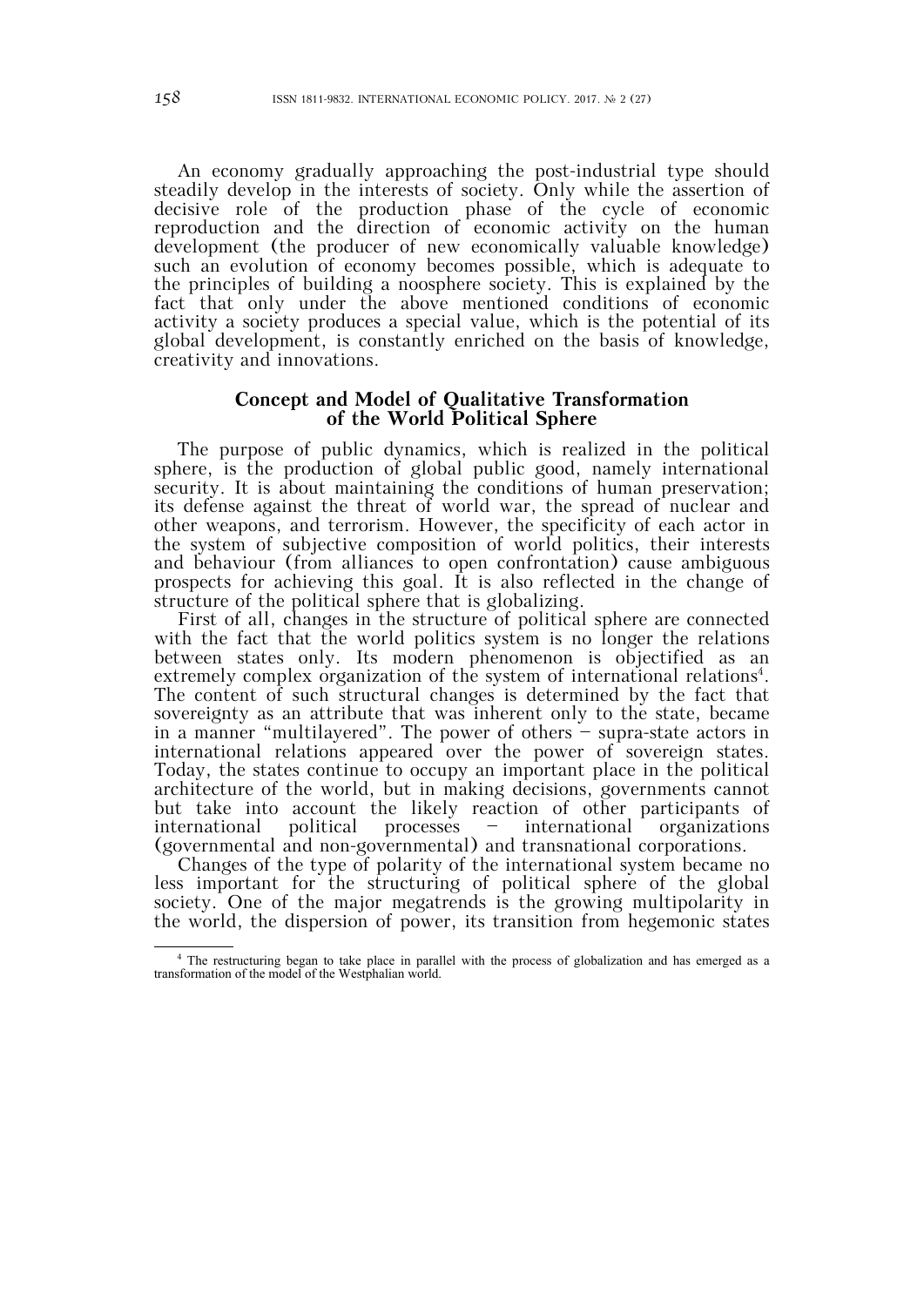An economy gradually approaching the post-industrial type should steadily develop in the interests of society. Only while the assertion of decisive role of the production phase of the cycle of economic reproduction and the direction of economic activity on the human development (the producer of new economically valuable knowledge) such an evolution of economy becomes possible, which is adequate to the principles of building a noosphere society. This is explained by the fact that only under the above mentioned conditions of economic activity a society produces a special value, which is the potential of its global development, is constantly enriched on the basis of knowledge, creativity and innovations.

## Concept and Model of Qualitative Transformation of the World Political Sphere

The purpose of public dynamics, which is realized in the political sphere, is the production of global public good, namely international security. It is about maintaining the conditions of human preservation; its defense against the threat of world war, the spread of nuclear and other weapons, and terrorism. However, the specificity of each actor in the system of subjective composition of world politics, their interests and behaviour (from alliances to open confrontation) cause ambiguous prospects for achieving this goal. It is also reflected in the change of structure of the political sphere that is globalizing.

First of all, changes in the structure of political sphere are connected with the fact that the world politics system is no longer the relations between states only. Its modern phenomenon is objectified as an extremely complex organization of the system of international relations[4]. The content of such structural changes is determined by the fact that sovereignty as an attribute that was inherent only to the state, became in a manner "multilayered". The power of others – supra-state actors in international relations appeared over the power of sovereign states. Today, the states continue to occupy an important place in the political architecture of the world, but in making decisions, governments cannot but take into account the likely reaction of other participants of international political processes – international organizations (governmental and non-governmental) and transnational corporations.

Changes of the type of polarity of the international system became no less important for the structuring of political sphere of the global society. One of the major megatrends is the growing multipolarity in the world, the dispersion of power, its transition from hegemonic states

[4] The restructuring began to take place in parallel with the process of globalization and has emerged as a transformation of the model of the Westphalian world.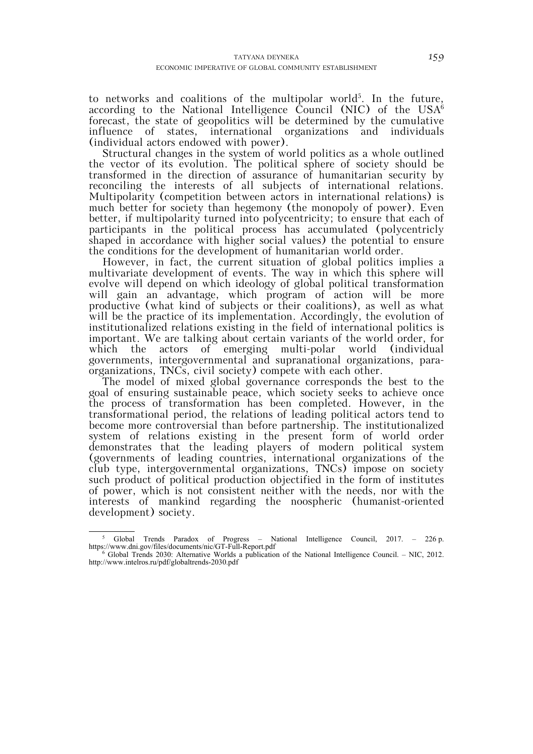to networks and coalitions of the multipolar world[5]. In the future, according to the National Intelligence Council (NIC) of the USA[6] forecast, the state of geopolitics will be determined by the cumulative influence of states, international organizations and individuals (individual actors endowed with power).

Structural changes in the system of world politics as a whole outlined the vector of its evolution. The political sphere of society should be transformed in the direction of assurance of humanitarian security by reconciling the interests of all subjects of international relations. Multipolarity (competition between actors in international relations) is much better for society than hegemony (the monopoly of power). Even better, if multipolarity turned into polycentricity; to ensure that each of participants in the political process has accumulated (polycentricly shaped in accordance with higher social values) the potential to ensure the conditions for the development of humanitarian world order.

However, in fact, the current situation of global politics implies a multivariate development of events. The way in which this sphere will evolve will depend on which ideology of global political transformation will gain an advantage, which program of action will be more productive (what kind of subjects or their coalitions), as well as what will be the practice of its implementation. Accordingly, the evolution of institutionalized relations existing in the field of international politics is important. We are talking about certain variants of the world order, for which the actors of emerging multi-polar world (individual governments, intergovernmental and supranational organizations, para-organizations, TNCs, civil society) compete with each other.

The model of mixed global governance corresponds the best to the goal of ensuring sustainable peace, which society seeks to achieve once the process of transformation has been completed. However, in the transformational period, the relations of leading political actors tend to become more controversial than before partnership. The institutionalized system of relations existing in the present form of world order demonstrates that the leading players of modern political system (governments of leading countries, international organizations of the club type, intergovernmental organizations, TNCs) impose on society such product of political production objectified in the form of institutes of power, which is not consistent neither with the needs, nor with the interests of mankind regarding the noospheric (humanist-oriented development) society.

---

[5] Global Trends Paradox of Progress – National Intelligence Council, 2017. – 226 p. https://www.dni.gov/files/documents/nic/GT-Full-Report.pdf

[6] Global Trends 2030: Alternative Worlds a publication of the National Intelligence Council. – NIC, 2012. http://www.intelros.ru/pdf/globaltrends-2030.pdf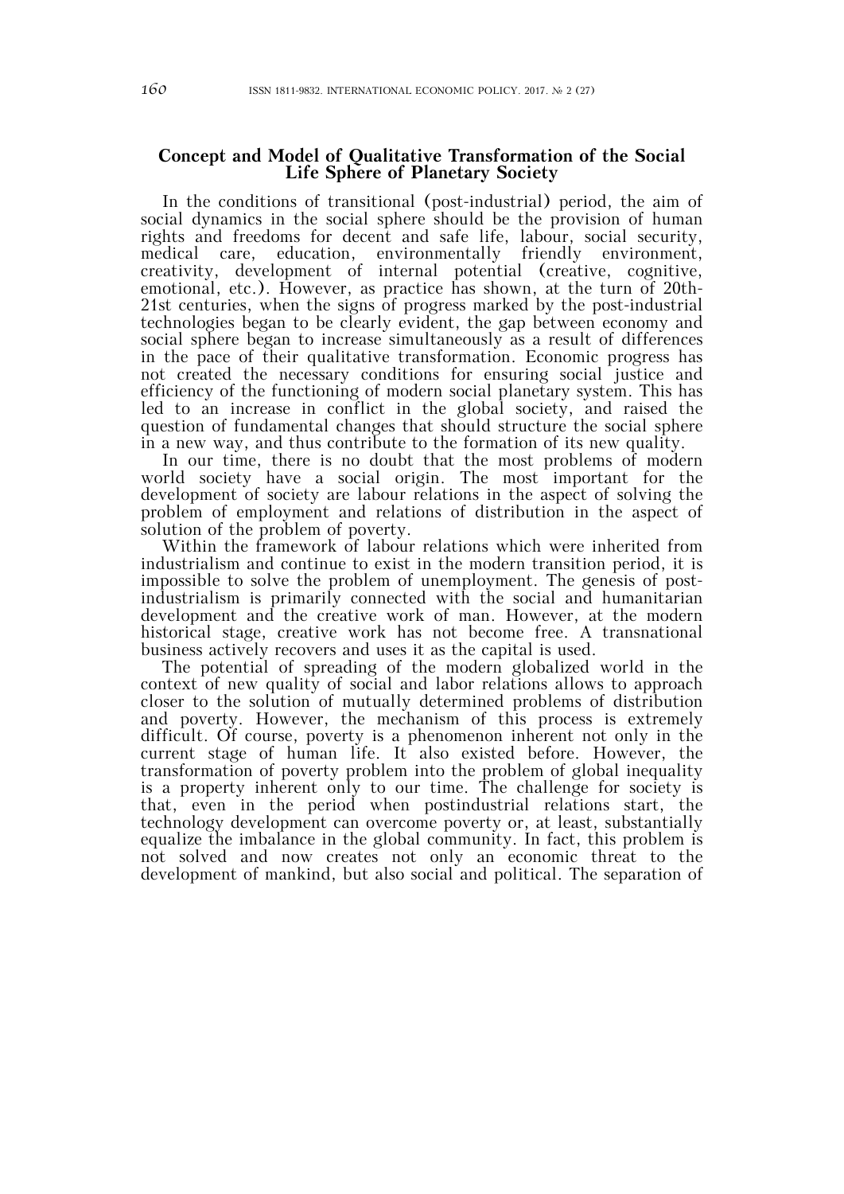## Concept and Model of Qualitative Transformation of the Social Life Sphere of Planetary Society

In the conditions of transitional (post-industrial) period, the aim of social dynamics in the social sphere should be the provision of human rights and freedoms for decent and safe life, labour, social security, medical care, education, environmentally friendly environment, creativity, development of internal potential (creative, cognitive, emotional, etc.). However, as practice has shown, at the turn of 20th-21st centuries, when the signs of progress marked by the post-industrial technologies began to be clearly evident, the gap between economy and social sphere began to increase simultaneously as a result of differences in the pace of their qualitative transformation. Economic progress has not created the necessary conditions for ensuring social justice and efficiency of the functioning of modern social planetary system. This has led to an increase in conflict in the global society, and raised the question of fundamental changes that should structure the social sphere in a new way, and thus contribute to the formation of its new quality.

In our time, there is no doubt that the most problems of modern world society have a social origin. The most important for the development of society are labour relations in the aspect of solving the problem of employment and relations of distribution in the aspect of solution of the problem of poverty.

Within the framework of labour relations which were inherited from industrialism and continue to exist in the modern transition period, it is impossible to solve the problem of unemployment. The genesis of post-industrialism is primarily connected with the social and humanitarian development and the creative work of man. However, at the modern historical stage, creative work has not become free. A transnational business actively recovers and uses it as the capital is used.

The potential of spreading of the modern globalized world in the context of new quality of social and labor relations allows to approach closer to the solution of mutually determined problems of distribution and poverty. However, the mechanism of this process is extremely difficult. Of course, poverty is a phenomenon inherent not only in the current stage of human life. It also existed before. However, the transformation of poverty problem into the problem of global inequality is a property inherent only to our time. The challenge for society is that, even in the period when postindustrial relations start, the technology development can overcome poverty or, at least, substantially equalize the imbalance in the global community. In fact, this problem is not solved and now creates not only an economic threat to the development of mankind, but also social and political. The separation of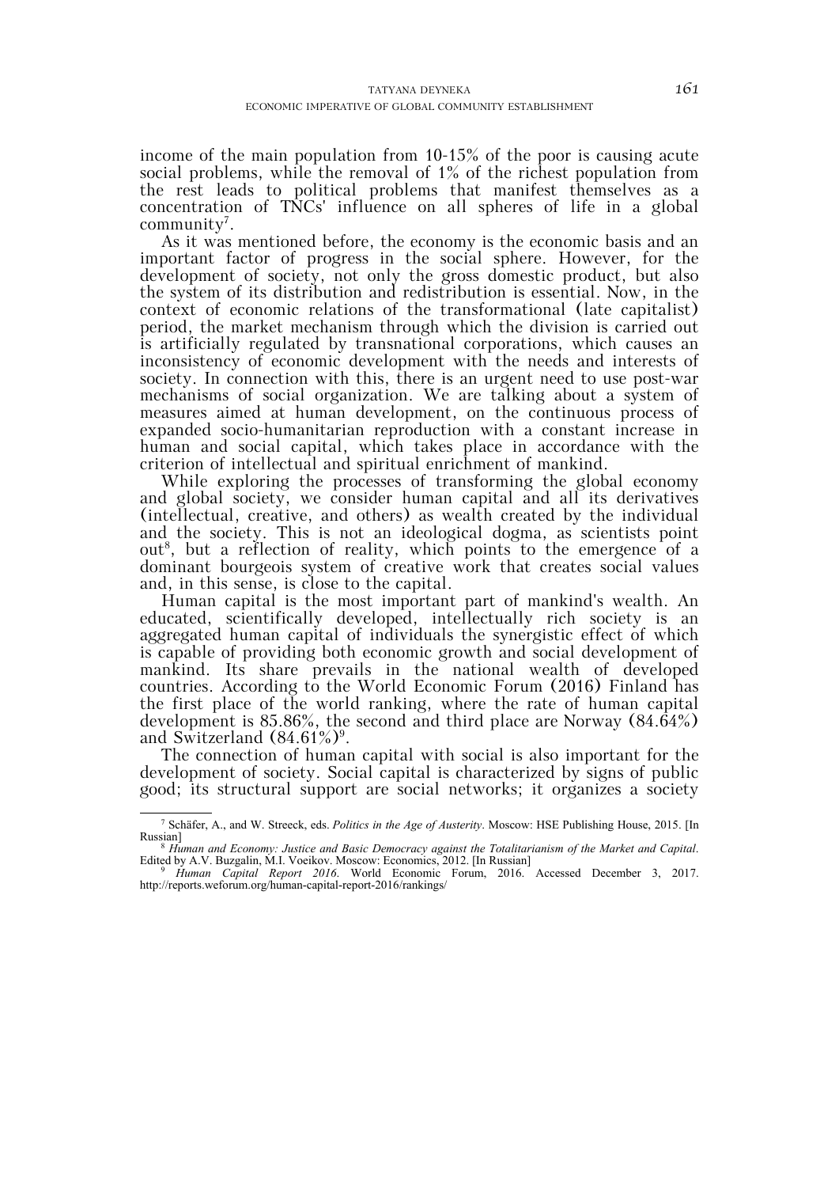income of the main population from 10-15% of the poor is causing acute social problems, while the removal of 1% of the richest population from the rest leads to political problems that manifest themselves as a concentration of TNCs' influence on all spheres of life in a global community[7].

As it was mentioned before, the economy is the economic basis and an important factor of progress in the social sphere. However, for the development of society, not only the gross domestic product, but also the system of its distribution and redistribution is essential. Now, in the context of economic relations of the transformational (late capitalist) period, the market mechanism through which the division is carried out is artificially regulated by transnational corporations, which causes an inconsistency of economic development with the needs and interests of society. In connection with this, there is an urgent need to use post-war mechanisms of social organization. We are talking about a system of measures aimed at human development, on the continuous process of expanded socio-humanitarian reproduction with a constant increase in human and social capital, which takes place in accordance with the criterion of intellectual and spiritual enrichment of mankind.

While exploring the processes of transforming the global economy and global society, we consider human capital and all its derivatives (intellectual, creative, and others) as wealth created by the individual and the society. This is not an ideological dogma, as scientists point out[8], but a reflection of reality, which points to the emergence of a dominant bourgeois system of creative work that creates social values and, in this sense, is close to the capital.

Human capital is the most important part of mankind's wealth. An educated, scientifically developed, intellectually rich society is an aggregated human capital of individuals the synergistic effect of which is capable of providing both economic growth and social development of mankind. Its share prevails in the national wealth of developed countries. According to the World Economic Forum (2016) Finland has the first place of the world ranking, where the rate of human capital development is 85.86%, the second and third place are Norway (84.64%) and Switzerland (84.61%)[9].

The connection of human capital with social is also important for the development of society. Social capital is characterized by signs of public good; its structural support are social networks; it organizes a society

---

[7] Schäfer, A., and W. Streeck, eds. *Politics in the Age of Austerity*. Moscow: HSE Publishing House, 2015. [In Russian]

[8] *Human and Economy: Justice and Basic Democracy against the Totalitarianism of the Market and Capital*. Edited by A.V. Buzgalin, M.I. Voeikov. Moscow: Economics, 2012. [In Russian]

[9] *Human Capital Report 2016*. World Economic Forum, 2016. Accessed December 3, 2017. http://reports.weforum.org/human-capital-report-2016/rankings/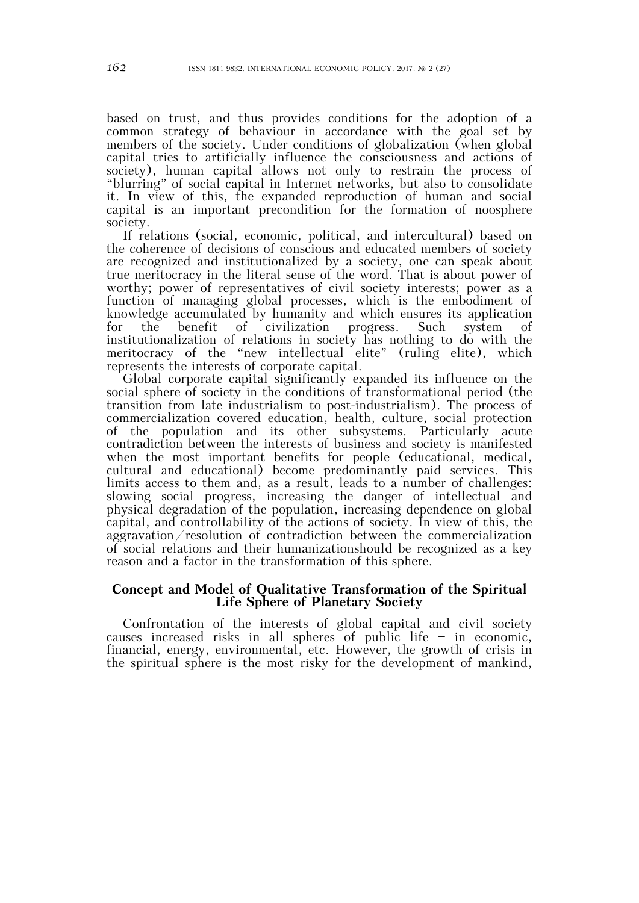based on trust, and thus provides conditions for the adoption of a common strategy of behaviour in accordance with the goal set by members of the society. Under conditions of globalization (when global capital tries to artificially influence the consciousness and actions of society), human capital allows not only to restrain the process of "blurring" of social capital in Internet networks, but also to consolidate it. In view of this, the expanded reproduction of human and social capital is an important precondition for the formation of noosphere society.

If relations (social, economic, political, and intercultural) based on the coherence of decisions of conscious and educated members of society are recognized and institutionalized by a society, one can speak about true meritocracy in the literal sense of the word. That is about power of worthy; power of representatives of civil society interests; power as a function of managing global processes, which is the embodiment of knowledge accumulated by humanity and which ensures its application for the benefit of civilization progress. Such system of institutionalization of relations in society has nothing to do with the meritocracy of the "new intellectual elite" (ruling elite), which represents the interests of corporate capital.

Global corporate capital significantly expanded its influence on the social sphere of society in the conditions of transformational period (the transition from late industrialism to post-industrialism). The process of commercialization covered education, health, culture, social protection of the population and its other subsystems. Particularly acute contradiction between the interests of business and society is manifested when the most important benefits for people (educational, medical, cultural and educational) become predominantly paid services. This limits access to them and, as a result, leads to a number of challenges: slowing social progress, increasing the danger of intellectual and physical degradation of the population, increasing dependence on global capital, and controllability of the actions of society. In view of this, the aggravation/resolution of contradiction between the commercialization of social relations and their humanizationshould be recognized as a key reason and a factor in the transformation of this sphere.

## Concept and Model of Qualitative Transformation of the Spiritual Life Sphere of Planetary Society

Confrontation of the interests of global capital and civil society causes increased risks in all spheres of public life – in economic, financial, energy, environmental, etc. However, the growth of crisis in the spiritual sphere is the most risky for the development of mankind,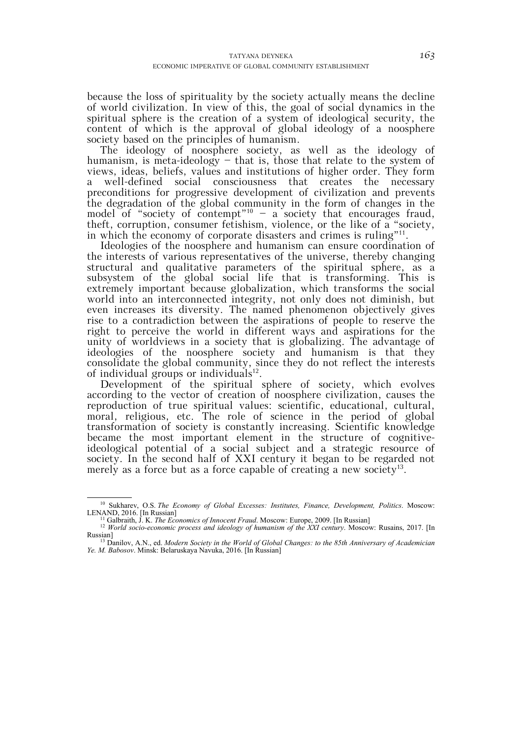because the loss of spirituality by the society actually means the decline of world civilization. In view of this, the goal of social dynamics in the spiritual sphere is the creation of a system of ideological security, the content of which is the approval of global ideology of a noosphere society based on the principles of humanism.

The ideology of noosphere society, as well as the ideology of humanism, is meta-ideology – that is, those that relate to the system of views, ideas, beliefs, values and institutions of higher order. They form a well-defined social consciousness that creates the necessary preconditions for progressive development of civilization and prevents the degradation of the global community in the form of changes in the model of "society of contempt"[10] – a society that encourages fraud, theft, corruption, consumer fetishism, violence, or the like of a "society, in which the economy of corporate disasters and crimes is ruling"[11].

Ideologies of the noosphere and humanism can ensure coordination of the interests of various representatives of the universe, thereby changing structural and qualitative parameters of the spiritual sphere, as a subsystem of the global social life that is transforming. This is extremely important because globalization, which transforms the social world into an interconnected integrity, not only does not diminish, but even increases its diversity. The named phenomenon objectively gives rise to a contradiction between the aspirations of people to reserve the right to perceive the world in different ways and aspirations for the unity of worldviews in a society that is globalizing. The advantage of ideologies of the noosphere society and humanism is that they consolidate the global community, since they do not reflect the interests of individual groups or individuals[12].

Development of the spiritual sphere of society, which evolves according to the vector of creation of noosphere civilization, causes the reproduction of true spiritual values: scientific, educational, cultural, moral, religious, etc. The role of science in the period of global transformation of society is constantly increasing. Scientific knowledge became the most important element in the structure of cognitive-ideological potential of a social subject and a strategic resource of society. In the second half of XXI century it began to be regarded not merely as a force but as a force capable of creating a new society[13].

---

[10] Sukharev, O.S. *The Economy of Global Excesses: Institutes, Finance, Development, Politics*. Moscow: LENAND, 2016. [In Russian]

[11] Galbraith, J. K. *The Economics of Innocent Fraud*. Moscow: Europe, 2009. [In Russian]

[12] *World socio-economic process and ideology of humanism of the XXI century*. Moscow: Rusains, 2017. [In Russian]

[13] Danilov, A.N., ed. *Modern Society in the World of Global Changes: to the 85th Anniversary of Academician Ye. M. Babosov*. Minsk: Belaruskaya Navuka, 2016. [In Russian]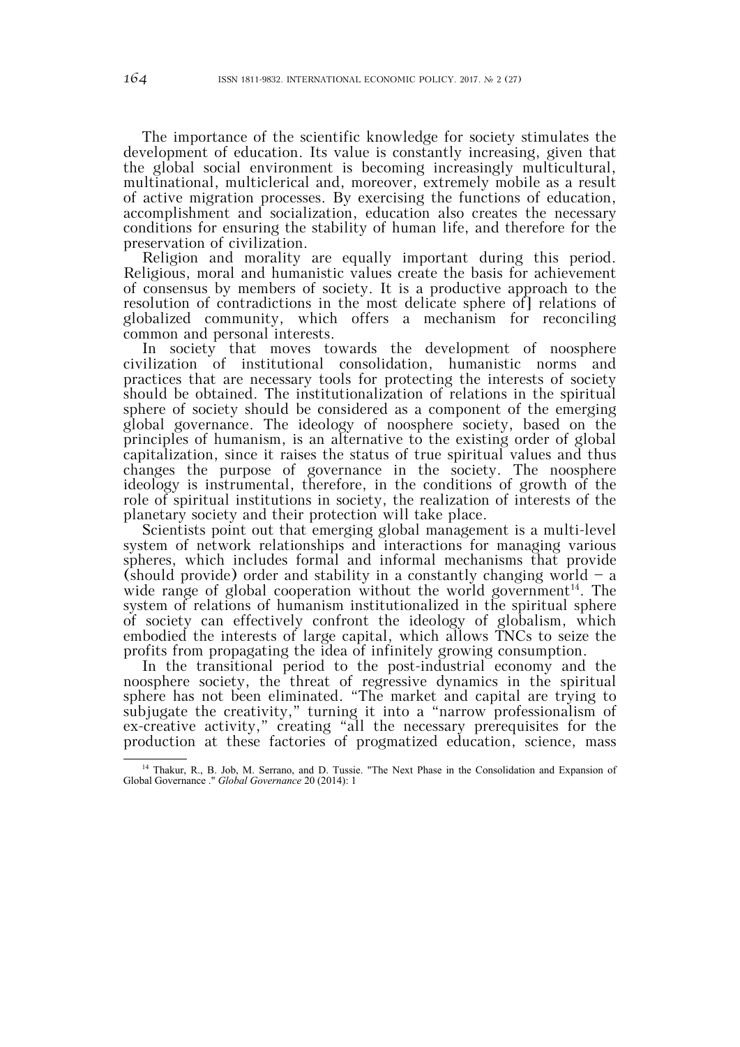The importance of the scientific knowledge for society stimulates the development of education. Its value is constantly increasing, given that the global social environment is becoming increasingly multicultural, multinational, multiclerical and, moreover, extremely mobile as a result of active migration processes. By exercising the functions of education, accomplishment and socialization, education also creates the necessary conditions for ensuring the stability of human life, and therefore for the preservation of civilization.

Religion and morality are equally important during this period. Religious, moral and humanistic values create the basis for achievement of consensus by members of society. It is a productive approach to the resolution of contradictions in the most delicate sphere of] relations of globalized community, which offers a mechanism for reconciling common and personal interests.

In society that moves towards the development of noosphere civilization of institutional consolidation, humanistic norms and practices that are necessary tools for protecting the interests of society should be obtained. The institutionalization of relations in the spiritual sphere of society should be considered as a component of the emerging global governance. The ideology of noosphere society, based on the principles of humanism, is an alternative to the existing order of global capitalization, since it raises the status of true spiritual values and thus changes the purpose of governance in the society. The noosphere ideology is instrumental, therefore, in the conditions of growth of the role of spiritual institutions in society, the realization of interests of the planetary society and their protection will take place.

Scientists point out that emerging global management is a multi-level system of network relationships and interactions for managing various spheres, which includes formal and informal mechanisms that provide (should provide) order and stability in a constantly changing world – a wide range of global cooperation without the world government[14]. The system of relations of humanism institutionalized in the spiritual sphere of society can effectively confront the ideology of globalism, which embodied the interests of large capital, which allows TNCs to seize the profits from propagating the idea of infinitely growing consumption.

In the transitional period to the post-industrial economy and the noosphere society, the threat of regressive dynamics in the spiritual sphere has not been eliminated. "The market and capital are trying to subjugate the creativity," turning it into a "narrow professionalism of ex-creative activity," creating "all the necessary prerequisites for the production at these factories of progmatized education, science, mass

---

[14] Thakur, R., B. Job, M. Serrano, and D. Tussie. "The Next Phase in the Consolidation and Expansion of Global Governance ." *Global Governance* 20 (2014): 1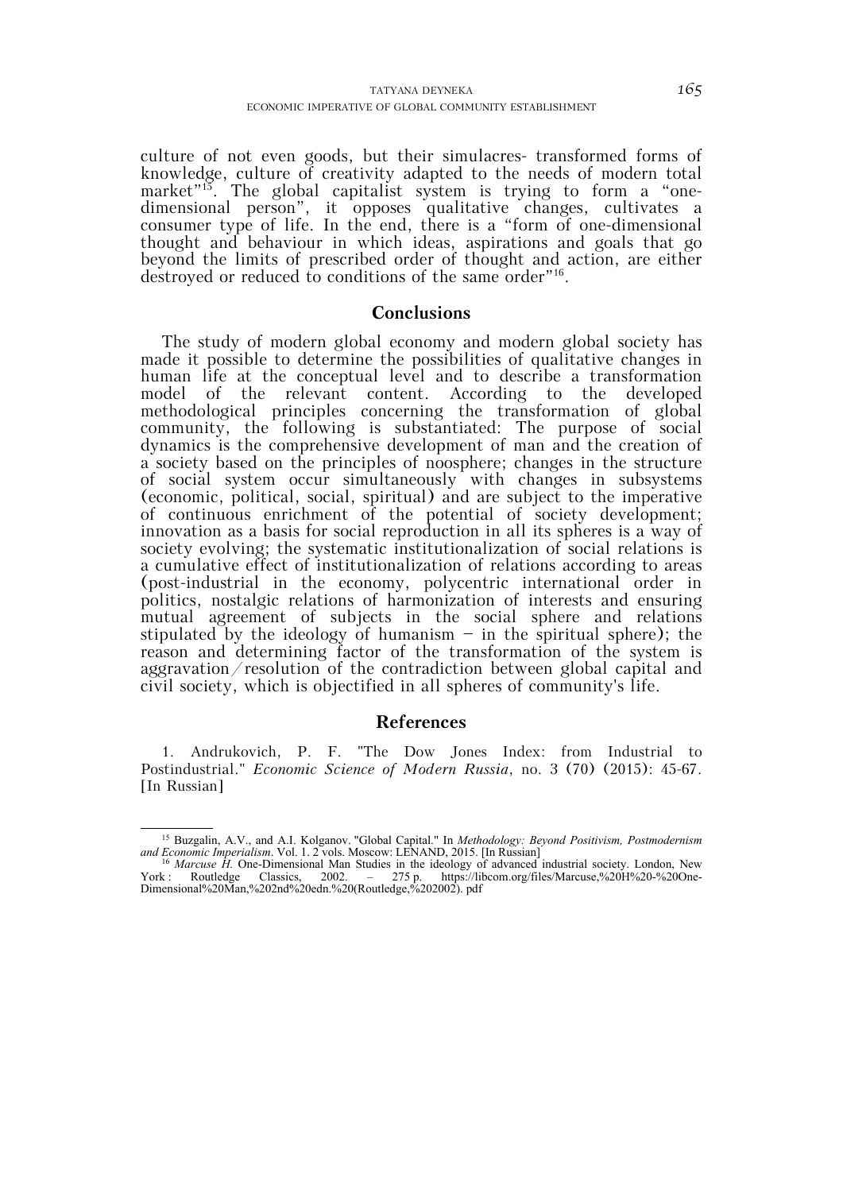culture of not even goods, but their simulacres- transformed forms of knowledge, culture of creativity adapted to the needs of modern total market"[15]. The global capitalist system is trying to form a "one-dimensional person", it opposes qualitative changes, cultivates a consumer type of life. In the end, there is a "form of one-dimensional thought and behaviour in which ideas, aspirations and goals that go beyond the limits of prescribed order of thought and action, are either destroyed or reduced to conditions of the same order"[16].

## Conclusions

The study of modern global economy and modern global society has made it possible to determine the possibilities of qualitative changes in human life at the conceptual level and to describe a transformation model of the relevant content. According to the developed methodological principles concerning the transformation of global community, the following is substantiated: The purpose of social dynamics is the comprehensive development of man and the creation of a society based on the principles of noosphere; changes in the structure of social system occur simultaneously with changes in subsystems (economic, political, social, spiritual) and are subject to the imperative of continuous enrichment of the potential of society development; innovation as a basis for social reproduction in all its spheres is a way of society evolving; the systematic institutionalization of social relations is a cumulative effect of institutionalization of relations according to areas (post-industrial in the economy, polycentric international order in politics, nostalgic relations of harmonization of interests and ensuring mutual agreement of subjects in the social sphere and relations stipulated by the ideology of humanism – in the spiritual sphere); the reason and determining factor of the transformation of the system is aggravation / resolution of the contradiction between global capital and civil society, which is objectified in all spheres of community's life.

## References

1. Andrukovich, P. F. "The Dow Jones Index: from Industrial to Postindustrial." *Economic Science of Modern Russia*, no. 3 (70) (2015): 45-67. [In Russian]

---

[15] Buzgalin, A.V., and A.I. Kolganov. "Global Capital." In *Methodology: Beyond Positivism, Postmodernism and Economic Imperialism*. Vol. 1. 2 vols. Moscow: LENAND, 2015. [In Russian]

[16] *Marcuse H.* One-Dimensional Man Studies in the ideology of advanced industrial society. London, New York : Routledge Classics, 2002. – 275 p. https://libcom.org/files/Marcuse,%20H%20-%20One-Dimensional%20Man,%202nd%20edn.%20(Routledge,%202002). pdf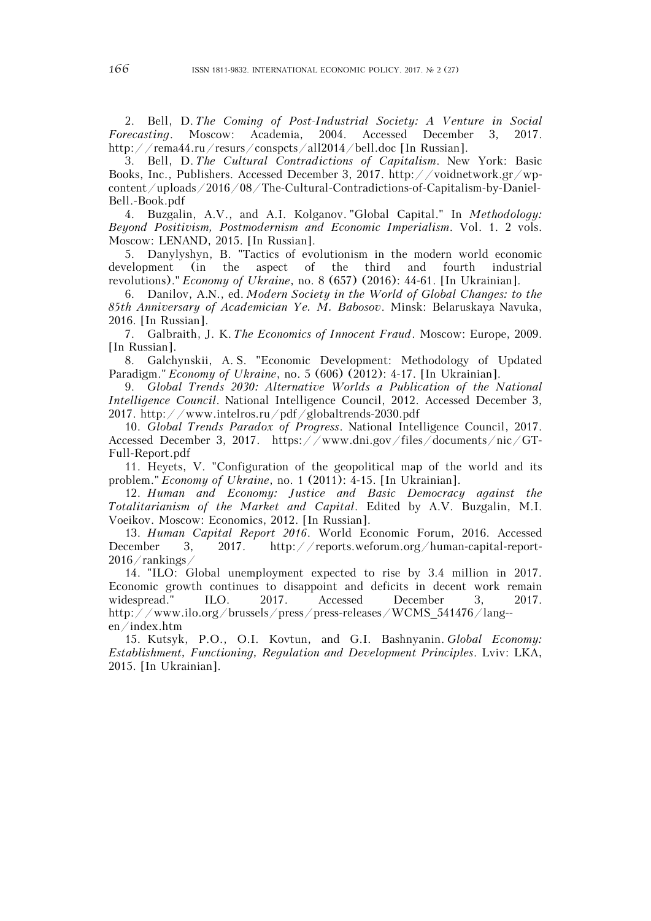2. Bell, D. *The Coming of Post-Industrial Society: A Venture in Social Forecasting*. Moscow: Academia, 2004. Accessed December 3, 2017. http://rema44.ru/resurs/conspcts/all2014/bell.doc [In Russian].

3. Bell, D. *The Cultural Contradictions of Capitalism*. New York: Basic Books, Inc., Publishers. Accessed December 3, 2017. http://voidnetwork.gr/wp-content/uploads/2016/08/The-Cultural-Contradictions-of-Capitalism-by-Daniel-Bell.-Book.pdf

4. Buzgalin, A.V., and A.I. Kolganov. "Global Capital." In *Methodology: Beyond Positivism, Postmodernism and Economic Imperialism*. Vol. 1. 2 vols. Moscow: LENAND, 2015. [In Russian].

5. Danylyshyn, B. "Tactics of evolutionism in the modern world economic development (in the aspect of the third and fourth industrial revolutions)." *Economy of Ukraine*, no. 8 (657) (2016): 44-61. [In Ukrainian].

6. Danilov, A.N., ed. *Modern Society in the World of Global Changes: to the 85th Anniversary of Academician Ye. M. Babosov*. Minsk: Belaruskaya Navuka, 2016. [In Russian].

7. Galbraith, J. K. *The Economics of Innocent Fraud*. Moscow: Europe, 2009. [In Russian].

8. Galchynskii, A. S. "Economic Development: Methodology of Updated Paradigm." *Economy of Ukraine*, no. 5 (606) (2012): 4-17. [In Ukrainian].

9. *Global Trends 2030: Alternative Worlds a Publication of the National Intelligence Council*. National Intelligence Council, 2012. Accessed December 3, 2017. http://www.intelros.ru/pdf/globaltrends-2030.pdf

10. *Global Trends Paradox of Progress*. National Intelligence Council, 2017. Accessed December 3, 2017. https://www.dni.gov/files/documents/nic/GT-Full-Report.pdf

11. Heyets, V. "Configuration of the geopolitical map of the world and its problem." *Economy of Ukraine*, no. 1 (2011): 4-15. [In Ukrainian].

12. *Human and Economy: Justice and Basic Democracy against the Totalitarianism of the Market and Capital*. Edited by A.V. Buzgalin, M.I. Voeikov. Moscow: Economics, 2012. [In Russian].

13. *Human Capital Report 2016*. World Economic Forum, 2016. Accessed December 3, 2017. http://reports.weforum.org/human-capital-report-2016/rankings/

14. "ILO: Global unemployment expected to rise by 3.4 million in 2017. Economic growth continues to disappoint and deficits in decent work remain widespread." ILO. 2017. Accessed December 3, 2017. http://www.ilo.org/brussels/press/press-releases/WCMS_541476/lang--en/index.htm

15. Kutsyk, P.O., O.I. Kovtun, and G.I. Bashnyanin. *Global Economy: Establishment, Functioning, Regulation and Development Principles*. Lviv: LKA, 2015. [In Ukrainian].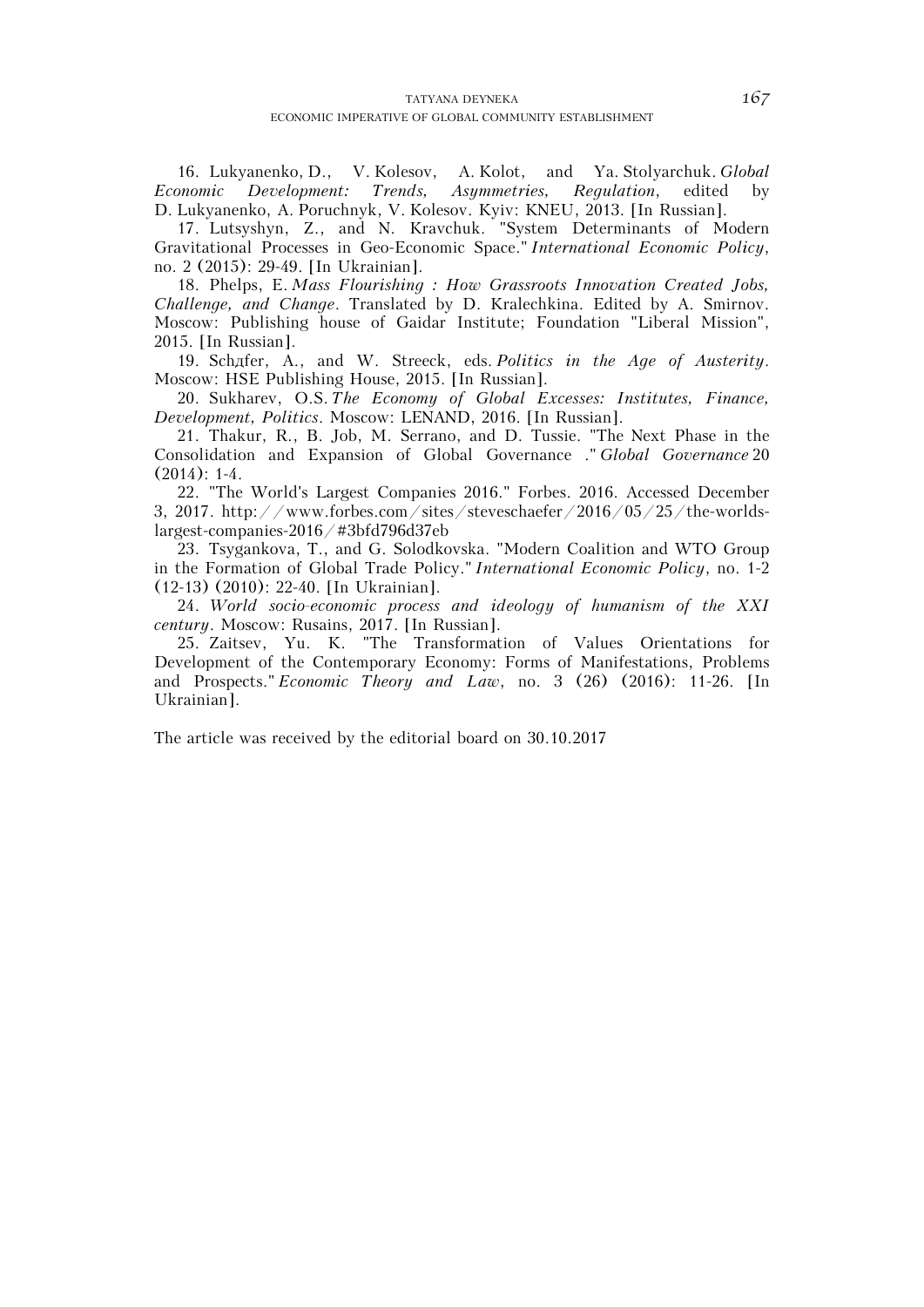16. Lukyanenko, D., V. Kolesov, A. Kolot, and Ya. Stolyarchuk. *Global Economic Development: Trends, Asymmetries, Regulation*, edited by D. Lukyanenko, A. Poruchnyk, V. Kolesov. Kyiv: KNEU, 2013. [In Russian].

17. Lutsyshyn, Z., and N. Kravchuk. "System Determinants of Modern Gravitational Processes in Geo-Economic Space." *International Economic Policy*, no. 2 (2015): 29-49. [In Ukrainian].

18. Phelps, E. *Mass Flourishing : How Grassroots Innovation Created Jobs, Challenge, and Change*. Translated by D. Kralechkina. Edited by A. Smirnov. Moscow: Publishing house of Gaidar Institute; Foundation "Liberal Mission", 2015. [In Russian].

19. Schдfer, A., and W. Streeck, eds. *Politics in the Age of Austerity*. Moscow: HSE Publishing House, 2015. [In Russian].

20. Sukharev, O.S. *The Economy of Global Excesses: Institutes, Finance, Development, Politics*. Moscow: LENAND, 2016. [In Russian].

21. Thakur, R., B. Job, M. Serrano, and D. Tussie. "The Next Phase in the Consolidation and Expansion of Global Governance ." *Global Governance* 20 (2014): 1-4.

22. "The World's Largest Companies 2016." Forbes. 2016. Accessed December 3, 2017. http://www.forbes.com/sites/steveschaefer/2016/05/25/the-worlds-largest-companies-2016/#3bfd796d37eb

23. Tsygankova, T., and G. Solodkovska. "Modern Coalition and WTO Group in the Formation of Global Trade Policy." *International Economic Policy*, no. 1-2 (12-13) (2010): 22-40. [In Ukrainian].

24. *World socio-economic process and ideology of humanism of the XXI century*. Moscow: Rusains, 2017. [In Russian].

25. Zaitsev, Yu. K. "The Transformation of Values Orientations for Development of the Contemporary Economy: Forms of Manifestations, Problems and Prospects." *Economic Theory and Law*, no. 3 (26) (2016): 11-26. [In Ukrainian].

The article was received by the editorial board on 30.10.2017